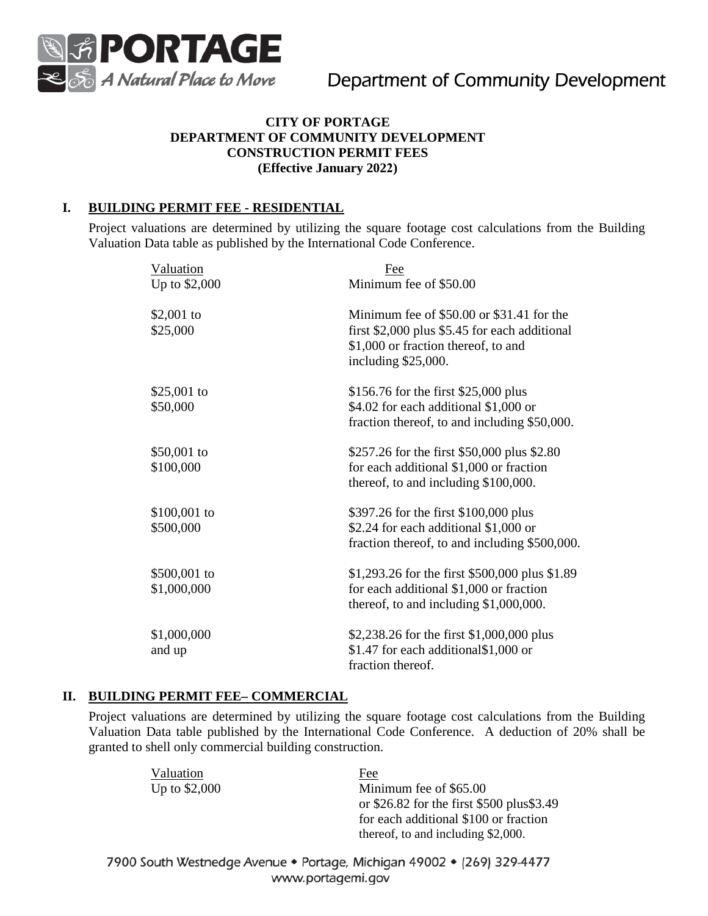**PORTAGE**
*A Natural Place to Move*

Department of Community Development

**CITY OF PORTAGE**
**DEPARTMENT OF COMMUNITY DEVELOPMENT**
**CONSTRUCTION PERMIT FEES**
**(Effective January 2022)**

## I. BUILDING PERMIT FEE - RESIDENTIAL

Project valuations are determined by utilizing the square footage cost calculations from the Building Valuation Data table as published by the International Code Conference.

| Valuation | Fee |
|---|---|
| Up to $2,000 | Minimum fee of $50.00 |
| $2,001 to $25,000 | Minimum fee of $50.00 or $31.41 for the first $2,000 plus $5.45 for each additional $1,000 or fraction thereof, to and including $25,000. |
| $25,001 to $50,000 | $156.76 for the first $25,000 plus $4.02 for each additional $1,000 or fraction thereof, to and including $50,000. |
| $50,001 to $100,000 | $257.26 for the first $50,000 plus $2.80 for each additional $1,000 or fraction thereof, to and including $100,000. |
| $100,001 to $500,000 | $397.26 for the first $100,000 plus $2.24 for each additional $1,000 or fraction thereof, to and including $500,000. |
| $500,001 to $1,000,000 | $1,293.26 for the first $500,000 plus $1.89 for each additional $1,000 or fraction thereof, to and including $1,000,000. |
| $1,000,000 and up | $2,238.26 for the first $1,000,000 plus $1.47 for each additional$1,000 or fraction thereof. |

## II. BUILDING PERMIT FEE– COMMERCIAL

Project valuations are determined by utilizing the square footage cost calculations from the Building Valuation Data table published by the International Code Conference. A deduction of 20% shall be granted to shell only commercial building construction.

| Valuation | Fee |
|---|---|
| Up to $2,000 | Minimum fee of $65.00 or $26.82 for the first $500 plus$3.49 for each additional $100 or fraction thereof, to and including $2,000. |

7900 South Westnedge Avenue • Portage, Michigan 49002 • (269) 329-4477
www.portagemi.gov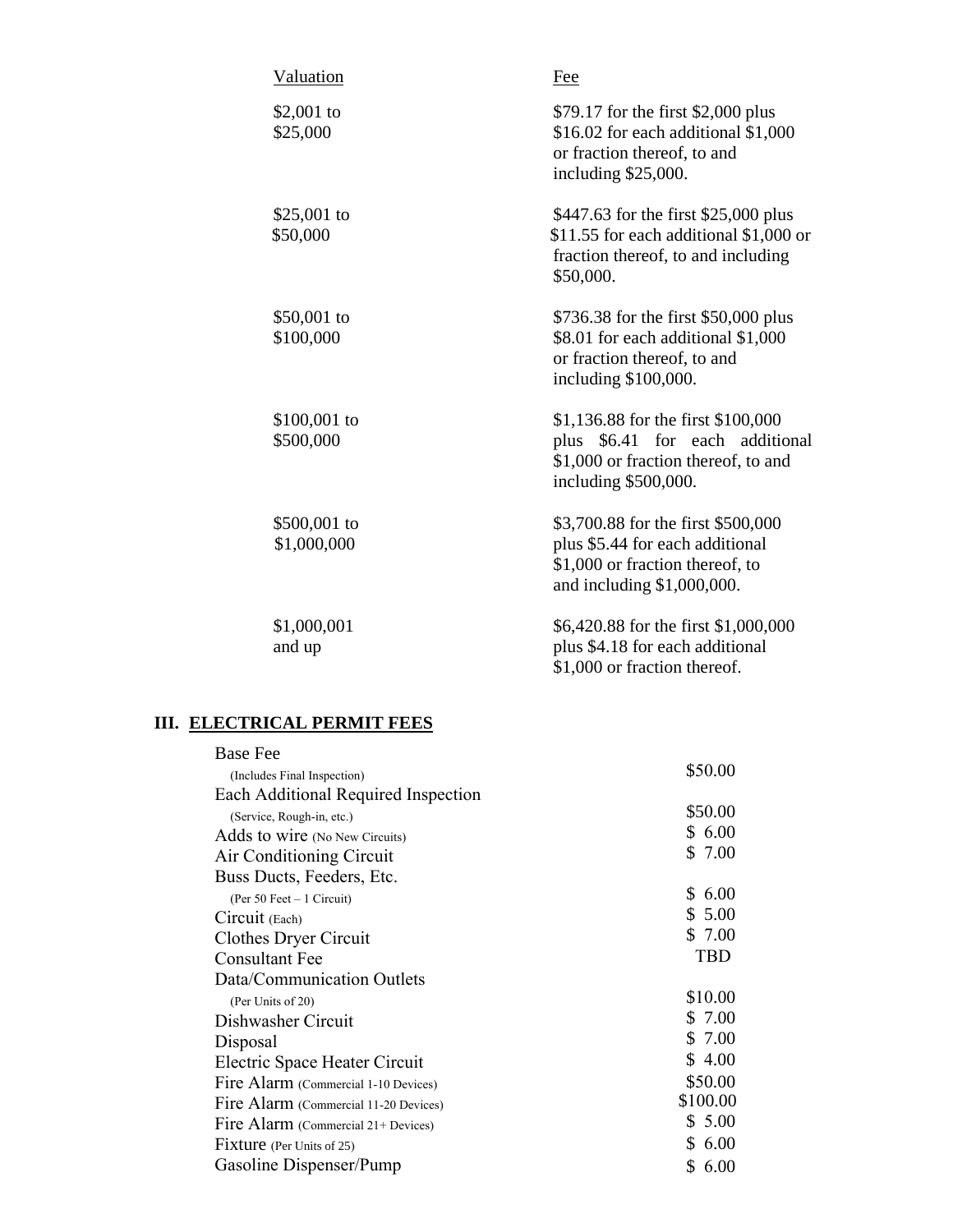| Valuation | Fee |
|---|---|
| $2,001 to $25,000 | $79.17 for the first $2,000 plus $16.02 for each additional $1,000 or fraction thereof, to and including $25,000. |
| $25,001 to $50,000 | $447.63 for the first $25,000 plus $11.55 for each additional $1,000 or fraction thereof, to and including $50,000. |
| $50,001 to $100,000 | $736.38 for the first $50,000 plus $8.01 for each additional $1,000 or fraction thereof, to and including $100,000. |
| $100,001 to $500,000 | $1,136.88 for the first $100,000 plus $6.41 for each additional $1,000 or fraction thereof, to and including $500,000. |
| $500,001 to $1,000,000 | $3,700.88 for the first $500,000 plus $5.44 for each additional $1,000 or fraction thereof, to and including $1,000,000. |
| $1,000,001 and up | $6,420.88 for the first $1,000,000 plus $4.18 for each additional $1,000 or fraction thereof. |

## III. ELECTRICAL PERMIT FEES

| Item | Fee |
|---|---|
| Base Fee (Includes Final Inspection) | $50.00 |
| Each Additional Required Inspection (Service, Rough-in, etc.) | $50.00 |
| Adds to wire (No New Circuits) | $ 6.00 |
| Air Conditioning Circuit | $ 7.00 |
| Buss Ducts, Feeders, Etc. (Per 50 Feet – 1 Circuit) | $ 6.00 |
| Circuit (Each) | $ 5.00 |
| Clothes Dryer Circuit | $ 7.00 |
| Consultant Fee | TBD |
| Data/Communication Outlets (Per Units of 20) | $10.00 |
| Dishwasher Circuit | $ 7.00 |
| Disposal | $ 7.00 |
| Electric Space Heater Circuit | $ 4.00 |
| Fire Alarm (Commercial 1-10 Devices) | $50.00 |
| Fire Alarm (Commercial 11-20 Devices) | $100.00 |
| Fire Alarm (Commercial 21+ Devices) | $ 5.00 |
| Fixture (Per Units of 25) | $ 6.00 |
| Gasoline Dispenser/Pump | $ 6.00 |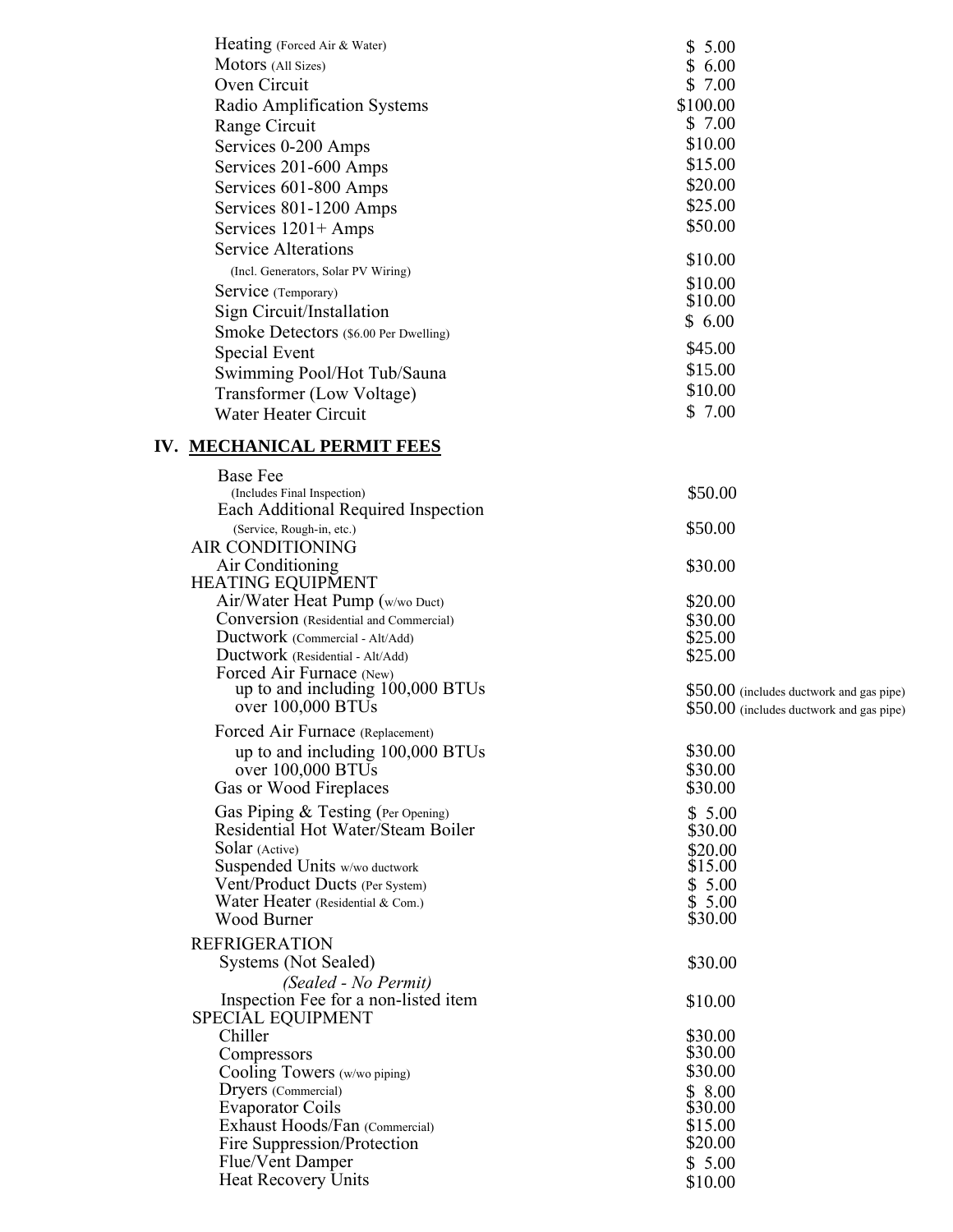| | |
|---|---|
| Heating (Forced Air & Water) | $ 5.00 |
| Motors (All Sizes) | $ 6.00 |
| Oven Circuit | $ 7.00 |
| Radio Amplification Systems | $100.00 |
| Range Circuit | $ 7.00 |
| Services 0-200 Amps | $10.00 |
| Services 201-600 Amps | $15.00 |
| Services 601-800 Amps | $20.00 |
| Services 801-1200 Amps | $25.00 |
| Services 1201+ Amps | $50.00 |
| Service Alterations (Incl. Generators, Solar PV Wiring) | $10.00 |
| Service (Temporary) | $10.00 |
| Sign Circuit/Installation | $10.00 |
| Smoke Detectors ($6.00 Per Dwelling) | $ 6.00 |
| Special Event | $45.00 |
| Swimming Pool/Hot Tub/Sauna | $15.00 |
| Transformer (Low Voltage) | $10.00 |
| Water Heater Circuit | $ 7.00 |

## IV. MECHANICAL PERMIT FEES

| | |
|---|---|
| Base Fee (Includes Final Inspection) | $50.00 |
| Each Additional Required Inspection (Service, Rough-in, etc.) | $50.00 |
| **AIR CONDITIONING** | |
| Air Conditioning | $30.00 |
| **HEATING EQUIPMENT** | |
| Air/Water Heat Pump (w/wo Duct) | $20.00 |
| Conversion (Residential and Commercial) | $30.00 |
| Ductwork (Commercial - Alt/Add) | $25.00 |
| Ductwork (Residential - Alt/Add) | $25.00 |
| Forced Air Furnace (New) | |
| up to and including 100,000 BTUs | $50.00 (includes ductwork and gas pipe) |
| over 100,000 BTUs | $50.00 (includes ductwork and gas pipe) |
| Forced Air Furnace (Replacement) | |
| up to and including 100,000 BTUs | $30.00 |
| over 100,000 BTUs | $30.00 |
| Gas or Wood Fireplaces | $30.00 |
| Gas Piping & Testing (Per Opening) | $ 5.00 |
| Residential Hot Water/Steam Boiler | $30.00 |
| Solar (Active) | $20.00 |
| Suspended Units w/wo ductwork | $15.00 |
| Vent/Product Ducts (Per System) | $ 5.00 |
| Water Heater (Residential & Com.) | $ 5.00 |
| Wood Burner | $30.00 |
| **REFRIGERATION** | |
| Systems (Not Sealed) | $30.00 |
| *(Sealed - No Permit)* | |
| Inspection Fee for a non-listed item | $10.00 |
| **SPECIAL EQUIPMENT** | |
| Chiller | $30.00 |
| Compressors | $30.00 |
| Cooling Towers (w/wo piping) | $30.00 |
| Dryers (Commercial) | $ 8.00 |
| Evaporator Coils | $30.00 |
| Exhaust Hoods/Fan (Commercial) | $15.00 |
| Fire Suppression/Protection | $20.00 |
| Flue/Vent Damper | $ 5.00 |
| Heat Recovery Units | $10.00 |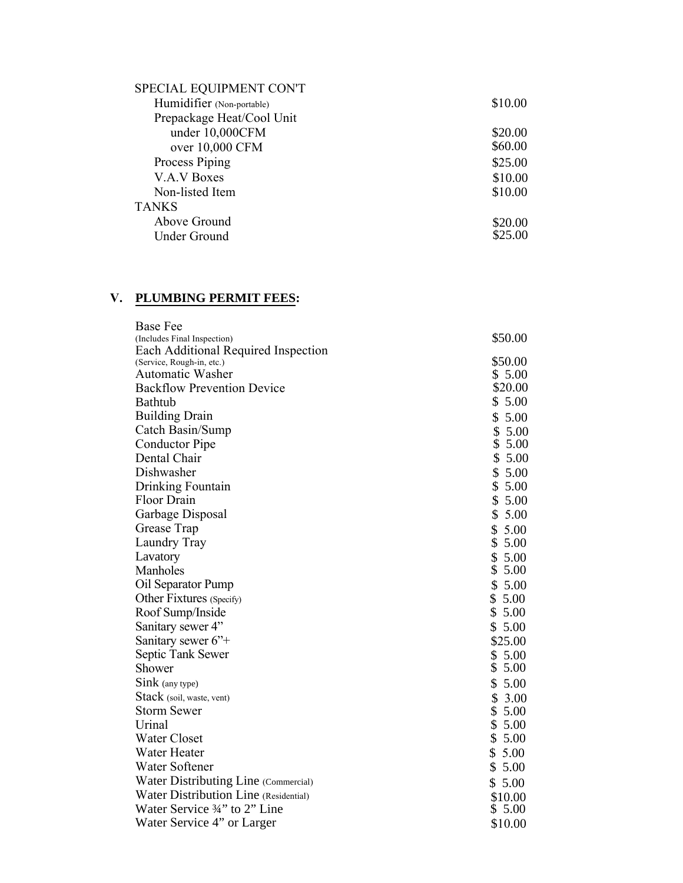SPECIAL EQUIPMENT CON'T

| Item | Fee |
|---|---|
| Humidifier (Non-portable) | $10.00 |
| Prepackage Heat/Cool Unit | |
| under 10,000CFM | $20.00 |
| over 10,000 CFM | $60.00 |
| Process Piping | $25.00 |
| V.A.V Boxes | $10.00 |
| Non-listed Item | $10.00 |

TANKS

| Item | Fee |
|---|---|
| Above Ground | $20.00 |
| Under Ground | $25.00 |

## V. PLUMBING PERMIT FEES:

| Item | Fee |
|---|---|
| Base Fee (Includes Final Inspection) | $50.00 |
| Each Additional Required Inspection (Service, Rough-in, etc.) | $50.00 |
| Automatic Washer | $ 5.00 |
| Backflow Prevention Device | $20.00 |
| Bathtub | $ 5.00 |
| Building Drain | $ 5.00 |
| Catch Basin/Sump | $ 5.00 |
| Conductor Pipe | $ 5.00 |
| Dental Chair | $ 5.00 |
| Dishwasher | $ 5.00 |
| Drinking Fountain | $ 5.00 |
| Floor Drain | $ 5.00 |
| Garbage Disposal | $ 5.00 |
| Grease Trap | $ 5.00 |
| Laundry Tray | $ 5.00 |
| Lavatory | $ 5.00 |
| Manholes | $ 5.00 |
| Oil Separator Pump | $ 5.00 |
| Other Fixtures (Specify) | $ 5.00 |
| Roof Sump/Inside | $ 5.00 |
| Sanitary sewer 4" | $ 5.00 |
| Sanitary sewer 6"+ | $25.00 |
| Septic Tank Sewer | $ 5.00 |
| Shower | $ 5.00 |
| Sink (any type) | $ 5.00 |
| Stack (soil, waste, vent) | $ 3.00 |
| Storm Sewer | $ 5.00 |
| Urinal | $ 5.00 |
| Water Closet | $ 5.00 |
| Water Heater | $ 5.00 |
| Water Softener | $ 5.00 |
| Water Distributing Line (Commercial) | $ 5.00 |
| Water Distribution Line (Residential) | $10.00 |
| Water Service ¾" to 2" Line | $ 5.00 |
| Water Service 4" or Larger | $10.00 |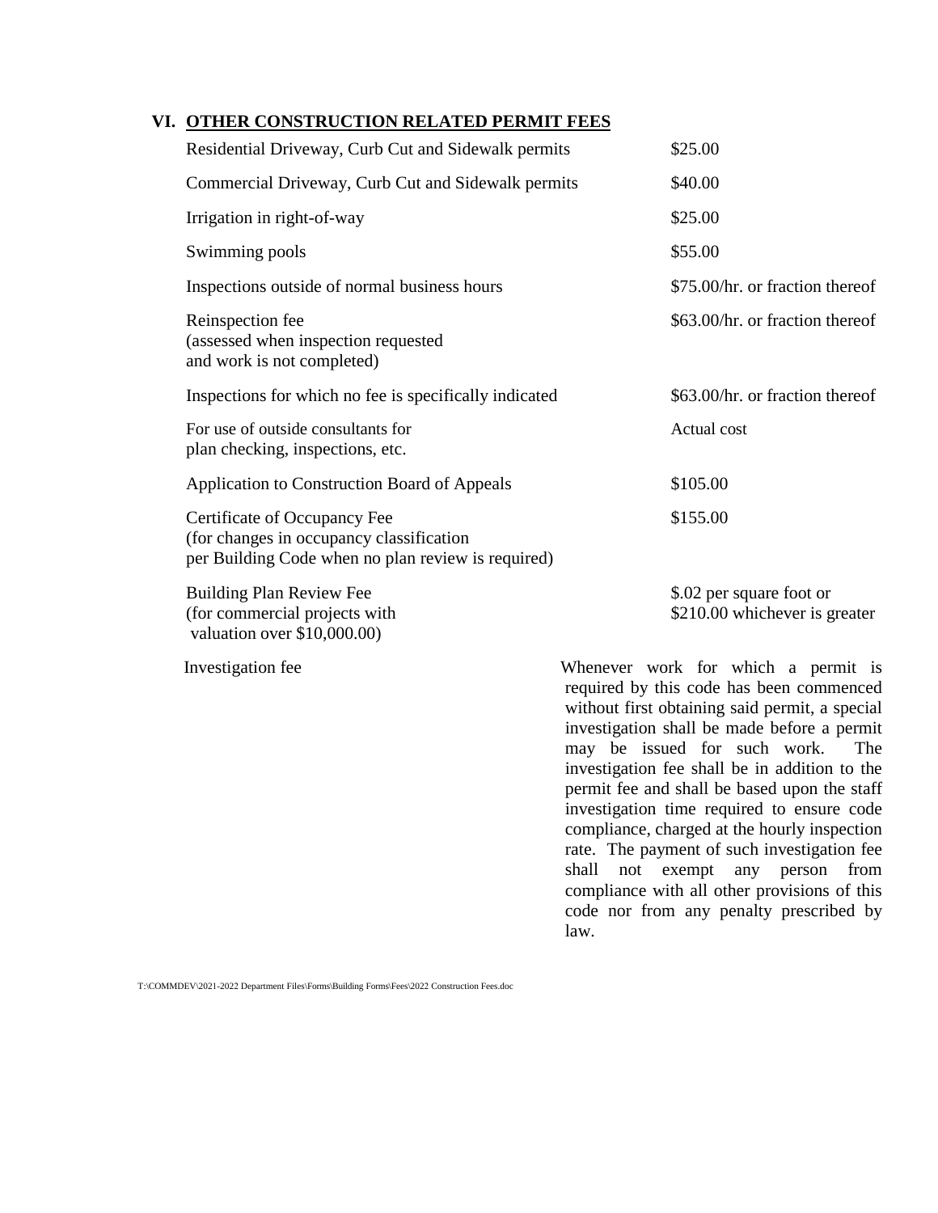## VI. OTHER CONSTRUCTION RELATED PERMIT FEES

| | |
|---|---|
| Residential Driveway, Curb Cut and Sidewalk permits | \$25.00 |
| Commercial Driveway, Curb Cut and Sidewalk permits | \$40.00 |
| Irrigation in right-of-way | \$25.00 |
| Swimming pools | \$55.00 |
| Inspections outside of normal business hours | \$75.00/hr. or fraction thereof |
| Reinspection fee (assessed when inspection requested and work is not completed) | \$63.00/hr. or fraction thereof |
| Inspections for which no fee is specifically indicated | \$63.00/hr. or fraction thereof |
| For use of outside consultants for plan checking, inspections, etc. | Actual cost |
| Application to Construction Board of Appeals | \$105.00 |
| Certificate of Occupancy Fee (for changes in occupancy classification per Building Code when no plan review is required) | \$155.00 |
| Building Plan Review Fee (for commercial projects with valuation over \$10,000.00) | \$.02 per square foot or \$210.00 whichever is greater |
| Investigation fee | Whenever work for which a permit is required by this code has been commenced without first obtaining said permit, a special investigation shall be made before a permit may be issued for such work. The investigation fee shall be in addition to the permit fee and shall be based upon the staff investigation time required to ensure code compliance, charged at the hourly inspection rate. The payment of such investigation fee shall not exempt any person from compliance with all other provisions of this code nor from any penalty prescribed by law. |

T:\COMMDEV\2021-2022 Department Files\Forms\Building Forms\Fees\2022 Construction Fees.doc